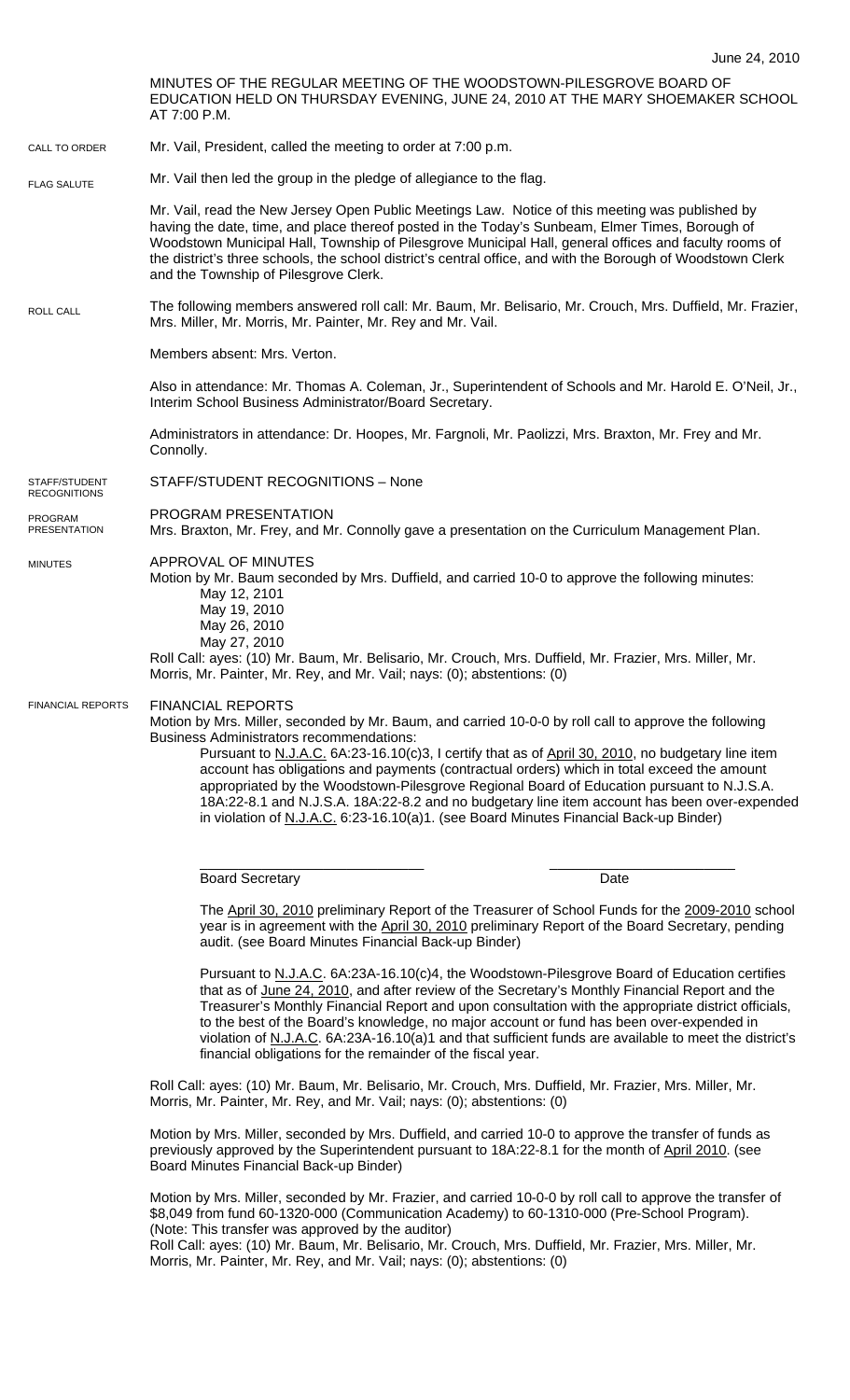June 24, 2010

MINUTES OF THE REGULAR MEETING OF THE WOODSTOWN-PILESGROVE BOARD OF EDUCATION HELD ON THURSDAY EVENING, JUNE 24, 2010 AT THE MARY SHOEMAKER SCHOOL AT 7:00 P.M.

CALL TO ORDER

Mr. Vail, President, called the meeting to order at 7:00 p.m.

FLAG SALUTE

Mr. Vail then led the group in the pledge of allegiance to the flag.

Mr. Vail, read the New Jersey Open Public Meetings Law. Notice of this meeting was published by having the date, time, and place thereof posted in the Today's Sunbeam, Elmer Times, Borough of Woodstown Municipal Hall, Township of Pilesgrove Municipal Hall, general offices and faculty rooms of the district's three schools, the school district's central office, and with the Borough of Woodstown Clerk and the Township of Pilesgrove Clerk.

ROLL CALL

The following members answered roll call: Mr. Baum, Mr. Belisario, Mr. Crouch, Mrs. Duffield, Mr. Frazier, Mrs. Miller, Mr. Morris, Mr. Painter, Mr. Rey and Mr. Vail.

Members absent: Mrs. Verton.

Also in attendance: Mr. Thomas A. Coleman, Jr., Superintendent of Schools and Mr. Harold E. O'Neil, Jr., Interim School Business Administrator/Board Secretary.

Administrators in attendance: Dr. Hoopes, Mr. Fargnoli, Mr. Paolizzi, Mrs. Braxton, Mr. Frey and Mr. Connolly.

STAFF/STUDENT RECOGNITIONS

STAFF/STUDENT RECOGNITIONS – None

PROGRAM PRESENTATION

PROGRAM PRESENTATION

Mrs. Braxton, Mr. Frey, and Mr. Connolly gave a presentation on the Curriculum Management Plan.

MINUTES

APPROVAL OF MINUTES

Motion by Mr. Baum seconded by Mrs. Duffield, and carried 10-0 to approve the following minutes:

May 12, 2101
May 19, 2010
May 26, 2010
May 27, 2010

Roll Call: ayes: (10) Mr. Baum, Mr. Belisario, Mr. Crouch, Mrs. Duffield, Mr. Frazier, Mrs. Miller, Mr. Morris, Mr. Painter, Mr. Rey, and Mr. Vail; nays: (0); abstentions: (0)

FINANCIAL REPORTS

FINANCIAL REPORTS

Motion by Mrs. Miller, seconded by Mr. Baum, and carried 10-0-0 by roll call to approve the following Business Administrators recommendations:

Pursuant to N.J.A.C. 6A:23-16.10(c)3, I certify that as of April 30, 2010, no budgetary line item account has obligations and payments (contractual orders) which in total exceed the amount appropriated by the Woodstown-Pilesgrove Regional Board of Education pursuant to N.J.S.A. 18A:22-8.1 and N.J.S.A. 18A:22-8.2 and no budgetary line item account has been over-expended in violation of N.J.A.C. 6:23-16.10(a)1. (see Board Minutes Financial Back-up Binder)

\_\_\_\_\_\_\_\_\_\_\_\_\_\_\_\_\_\_\_\_\_\_\_\_\_\_\_\_ \_\_\_\_\_\_\_\_\_\_\_\_\_\_\_\_\_\_\_\_\_\_\_\_
Board Secretary Date

The April 30, 2010 preliminary Report of the Treasurer of School Funds for the 2009-2010 school year is in agreement with the April 30, 2010 preliminary Report of the Board Secretary, pending audit. (see Board Minutes Financial Back-up Binder)

Pursuant to N.J.A.C. 6A:23A-16.10(c)4, the Woodstown-Pilesgrove Board of Education certifies that as of June 24, 2010, and after review of the Secretary's Monthly Financial Report and the Treasurer's Monthly Financial Report and upon consultation with the appropriate district officials, to the best of the Board's knowledge, no major account or fund has been over-expended in violation of N.J.A.C. 6A:23A-16.10(a)1 and that sufficient funds are available to meet the district's financial obligations for the remainder of the fiscal year.

Roll Call: ayes: (10) Mr. Baum, Mr. Belisario, Mr. Crouch, Mrs. Duffield, Mr. Frazier, Mrs. Miller, Mr. Morris, Mr. Painter, Mr. Rey, and Mr. Vail; nays: (0); abstentions: (0)

Motion by Mrs. Miller, seconded by Mrs. Duffield, and carried 10-0 to approve the transfer of funds as previously approved by the Superintendent pursuant to 18A:22-8.1 for the month of April 2010. (see Board Minutes Financial Back-up Binder)

Motion by Mrs. Miller, seconded by Mr. Frazier, and carried 10-0-0 by roll call to approve the transfer of $8,049 from fund 60-1320-000 (Communication Academy) to 60-1310-000 (Pre-School Program). (Note: This transfer was approved by the auditor)

Roll Call: ayes: (10) Mr. Baum, Mr. Belisario, Mr. Crouch, Mrs. Duffield, Mr. Frazier, Mrs. Miller, Mr. Morris, Mr. Painter, Mr. Rey, and Mr. Vail; nays: (0); abstentions: (0)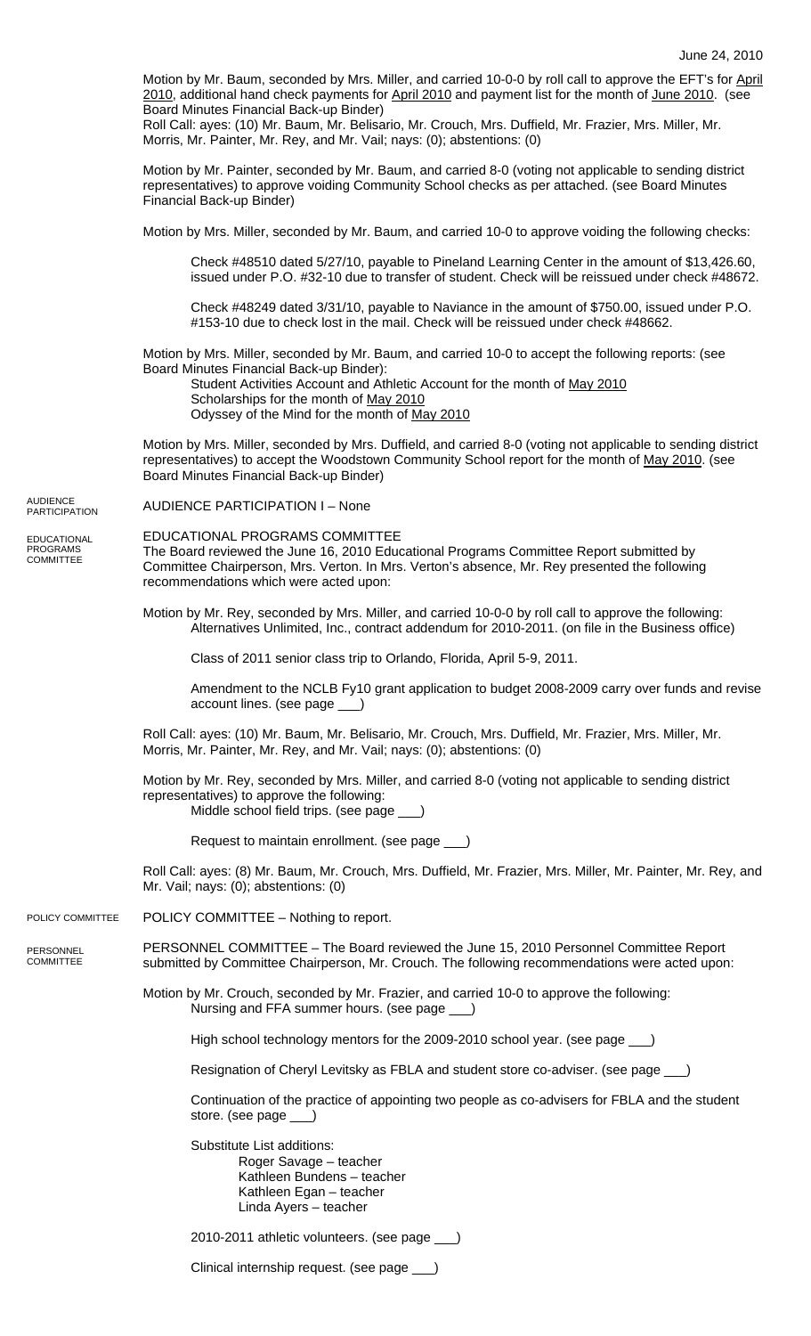June 24, 2010

Motion by Mr. Baum, seconded by Mrs. Miller, and carried 10-0-0 by roll call to approve the EFT's for April 2010, additional hand check payments for April 2010 and payment list for the month of June 2010. (see Board Minutes Financial Back-up Binder)
Roll Call: ayes: (10) Mr. Baum, Mr. Belisario, Mr. Crouch, Mrs. Duffield, Mr. Frazier, Mrs. Miller, Mr. Morris, Mr. Painter, Mr. Rey, and Mr. Vail; nays: (0); abstentions: (0)

Motion by Mr. Painter, seconded by Mr. Baum, and carried 8-0 (voting not applicable to sending district representatives) to approve voiding Community School checks as per attached. (see Board Minutes Financial Back-up Binder)

Motion by Mrs. Miller, seconded by Mr. Baum, and carried 10-0 to approve voiding the following checks:

Check #48510 dated 5/27/10, payable to Pineland Learning Center in the amount of $13,426.60, issued under P.O. #32-10 due to transfer of student. Check will be reissued under check #48672.

Check #48249 dated 3/31/10, payable to Naviance in the amount of $750.00, issued under P.O. #153-10 due to check lost in the mail. Check will be reissued under check #48662.

Motion by Mrs. Miller, seconded by Mr. Baum, and carried 10-0 to accept the following reports: (see Board Minutes Financial Back-up Binder):
Student Activities Account and Athletic Account for the month of May 2010
Scholarships for the month of May 2010
Odyssey of the Mind for the month of May 2010

Motion by Mrs. Miller, seconded by Mrs. Duffield, and carried 8-0 (voting not applicable to sending district representatives) to accept the Woodstown Community School report for the month of May 2010. (see Board Minutes Financial Back-up Binder)

AUDIENCE PARTICIPATION

AUDIENCE PARTICIPATION I – None

EDUCATIONAL PROGRAMS COMMITTEE

EDUCATIONAL PROGRAMS COMMITTEE
The Board reviewed the June 16, 2010 Educational Programs Committee Report submitted by Committee Chairperson, Mrs. Verton. In Mrs. Verton's absence, Mr. Rey presented the following recommendations which were acted upon:

Motion by Mr. Rey, seconded by Mrs. Miller, and carried 10-0-0 by roll call to approve the following:
Alternatives Unlimited, Inc., contract addendum for 2010-2011. (on file in the Business office)

Class of 2011 senior class trip to Orlando, Florida, April 5-9, 2011.

Amendment to the NCLB Fy10 grant application to budget 2008-2009 carry over funds and revise account lines. (see page ___)

Roll Call: ayes: (10) Mr. Baum, Mr. Belisario, Mr. Crouch, Mrs. Duffield, Mr. Frazier, Mrs. Miller, Mr. Morris, Mr. Painter, Mr. Rey, and Mr. Vail; nays: (0); abstentions: (0)

Motion by Mr. Rey, seconded by Mrs. Miller, and carried 8-0 (voting not applicable to sending district representatives) to approve the following:
Middle school field trips. (see page ___)

Request to maintain enrollment. (see page ___)

Roll Call: ayes: (8) Mr. Baum, Mr. Crouch, Mrs. Duffield, Mr. Frazier, Mrs. Miller, Mr. Painter, Mr. Rey, and Mr. Vail; nays: (0); abstentions: (0)

POLICY COMMITTEE

POLICY COMMITTEE – Nothing to report.

PERSONNEL COMMITTEE

PERSONNEL COMMITTEE – The Board reviewed the June 15, 2010 Personnel Committee Report submitted by Committee Chairperson, Mr. Crouch. The following recommendations were acted upon:

Motion by Mr. Crouch, seconded by Mr. Frazier, and carried 10-0 to approve the following:
Nursing and FFA summer hours. (see page ___)

High school technology mentors for the 2009-2010 school year. (see page ___)

Resignation of Cheryl Levitsky as FBLA and student store co-adviser. (see page ___)

Continuation of the practice of appointing two people as co-advisers for FBLA and the student store. (see page ___)

Substitute List additions:
- Roger Savage – teacher
- Kathleen Bundens – teacher
- Kathleen Egan – teacher
- Linda Ayers – teacher

2010-2011 athletic volunteers. (see page ___)

Clinical internship request. (see page ___)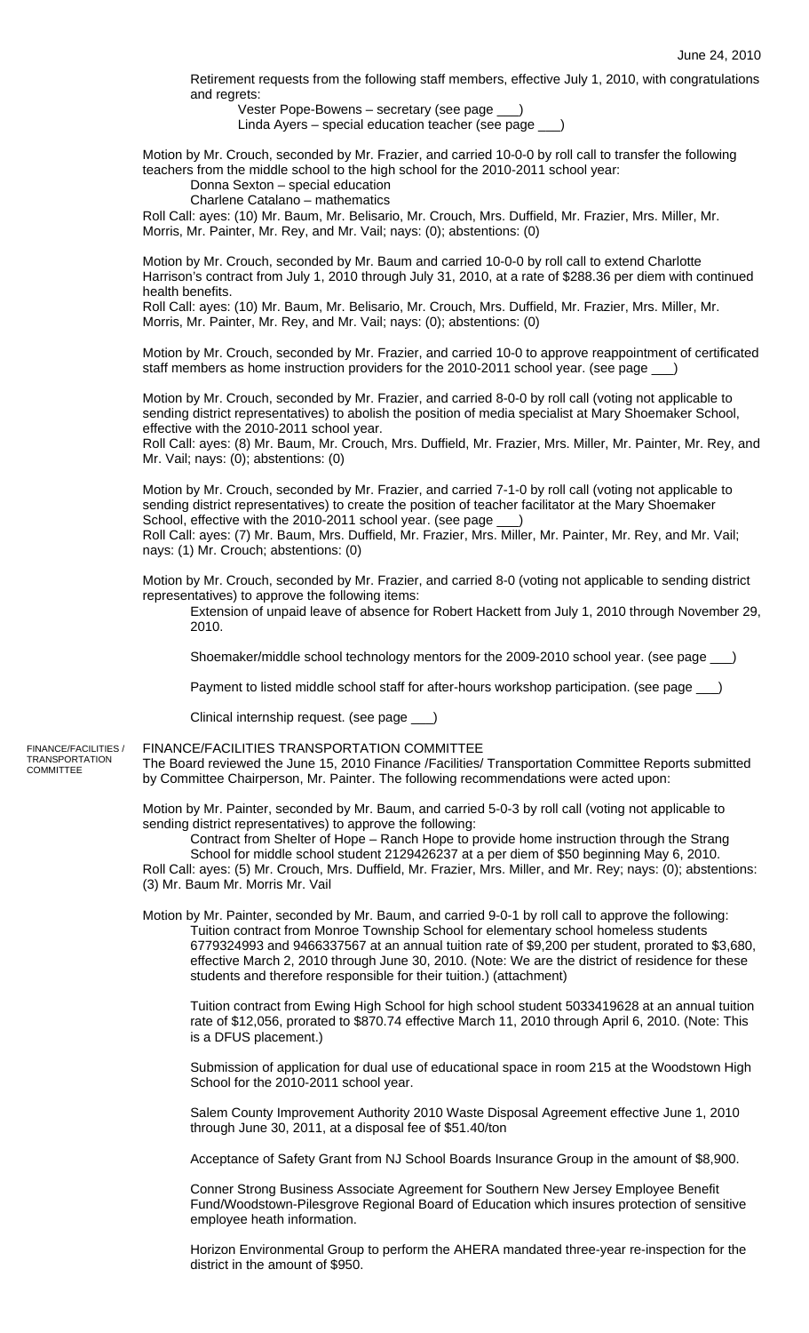Retirement requests from the following staff members, effective July 1, 2010, with congratulations and regrets:

Vester Pope-Bowens – secretary (see page ___)
Linda Ayers – special education teacher (see page ___)

Motion by Mr. Crouch, seconded by Mr. Frazier, and carried 10-0-0 by roll call to transfer the following teachers from the middle school to the high school for the 2010-2011 school year:

Donna Sexton – special education
Charlene Catalano – mathematics

Roll Call: ayes: (10) Mr. Baum, Mr. Belisario, Mr. Crouch, Mrs. Duffield, Mr. Frazier, Mrs. Miller, Mr. Morris, Mr. Painter, Mr. Rey, and Mr. Vail; nays: (0); abstentions: (0)

Motion by Mr. Crouch, seconded by Mr. Baum and carried 10-0-0 by roll call to extend Charlotte Harrison's contract from July 1, 2010 through July 31, 2010, at a rate of $288.36 per diem with continued health benefits.

Roll Call: ayes: (10) Mr. Baum, Mr. Belisario, Mr. Crouch, Mrs. Duffield, Mr. Frazier, Mrs. Miller, Mr. Morris, Mr. Painter, Mr. Rey, and Mr. Vail; nays: (0); abstentions: (0)

Motion by Mr. Crouch, seconded by Mr. Frazier, and carried 10-0 to approve reappointment of certificated staff members as home instruction providers for the 2010-2011 school year. (see page ___)

Motion by Mr. Crouch, seconded by Mr. Frazier, and carried 8-0-0 by roll call (voting not applicable to sending district representatives) to abolish the position of media specialist at Mary Shoemaker School, effective with the 2010-2011 school year.

Roll Call: ayes: (8) Mr. Baum, Mr. Crouch, Mrs. Duffield, Mr. Frazier, Mrs. Miller, Mr. Painter, Mr. Rey, and Mr. Vail; nays: (0); abstentions: (0)

Motion by Mr. Crouch, seconded by Mr. Frazier, and carried 7-1-0 by roll call (voting not applicable to sending district representatives) to create the position of teacher facilitator at the Mary Shoemaker School, effective with the 2010-2011 school year. (see page ___)

Roll Call: ayes: (7) Mr. Baum, Mrs. Duffield, Mr. Frazier, Mrs. Miller, Mr. Painter, Mr. Rey, and Mr. Vail; nays: (1) Mr. Crouch; abstentions: (0)

Motion by Mr. Crouch, seconded by Mr. Frazier, and carried 8-0 (voting not applicable to sending district representatives) to approve the following items:

Extension of unpaid leave of absence for Robert Hackett from July 1, 2010 through November 29, 2010.

Shoemaker/middle school technology mentors for the 2009-2010 school year. (see page ___)

Payment to listed middle school staff for after-hours workshop participation. (see page ___)

Clinical internship request. (see page ___)

FINANCE/FACILITIES / TRANSPORTATION COMMITTEE

## FINANCE/FACILITIES TRANSPORTATION COMMITTEE

The Board reviewed the June 15, 2010 Finance /Facilities/ Transportation Committee Reports submitted by Committee Chairperson, Mr. Painter. The following recommendations were acted upon:

Motion by Mr. Painter, seconded by Mr. Baum, and carried 5-0-3 by roll call (voting not applicable to sending district representatives) to approve the following:

Contract from Shelter of Hope – Ranch Hope to provide home instruction through the Strang School for middle school student 2129426237 at a per diem of $50 beginning May 6, 2010.

Roll Call: ayes: (5) Mr. Crouch, Mrs. Duffield, Mr. Frazier, Mrs. Miller, and Mr. Rey; nays: (0); abstentions: (3) Mr. Baum Mr. Morris Mr. Vail

Motion by Mr. Painter, seconded by Mr. Baum, and carried 9-0-1 by roll call to approve the following:

Tuition contract from Monroe Township School for elementary school homeless students 6779324993 and 9466337567 at an annual tuition rate of $9,200 per student, prorated to $3,680, effective March 2, 2010 through June 30, 2010. (Note: We are the district of residence for these students and therefore responsible for their tuition.) (attachment)

Tuition contract from Ewing High School for high school student 5033419628 at an annual tuition rate of $12,056, prorated to $870.74 effective March 11, 2010 through April 6, 2010. (Note: This is a DFUS placement.)

Submission of application for dual use of educational space in room 215 at the Woodstown High School for the 2010-2011 school year.

Salem County Improvement Authority 2010 Waste Disposal Agreement effective June 1, 2010 through June 30, 2011, at a disposal fee of $51.40/ton

Acceptance of Safety Grant from NJ School Boards Insurance Group in the amount of $8,900.

Conner Strong Business Associate Agreement for Southern New Jersey Employee Benefit Fund/Woodstown-Pilesgrove Regional Board of Education which insures protection of sensitive employee heath information.

Horizon Environmental Group to perform the AHERA mandated three-year re-inspection for the district in the amount of $950.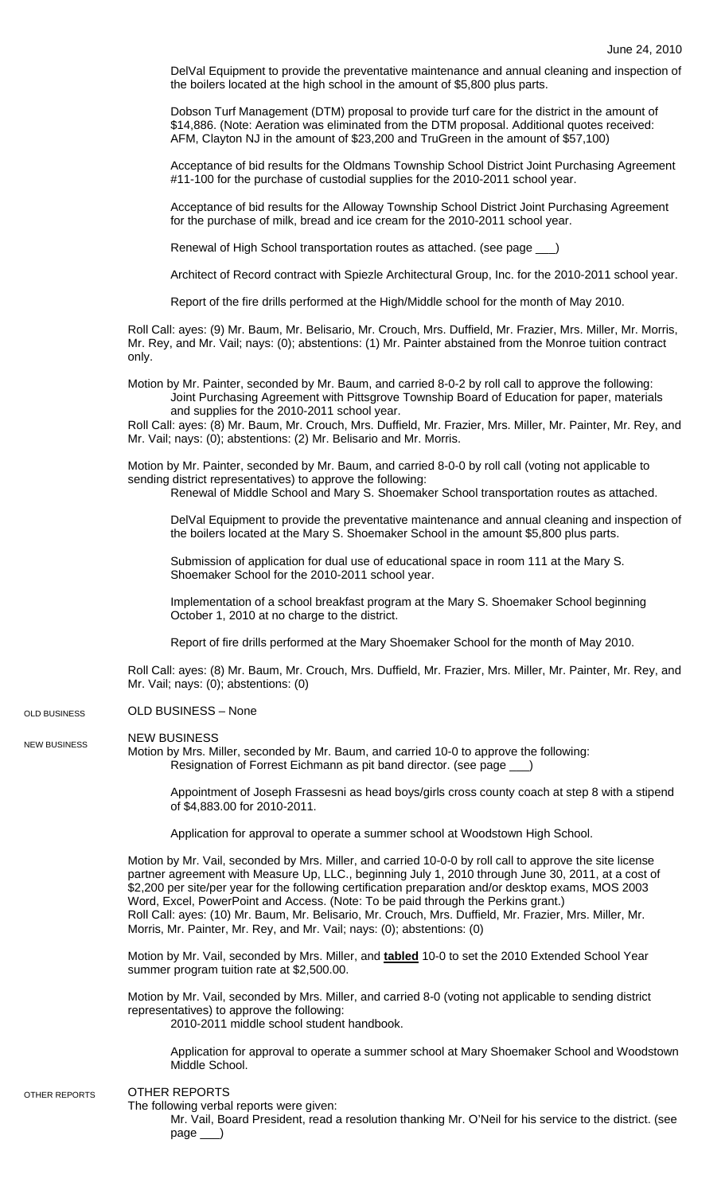DelVal Equipment to provide the preventative maintenance and annual cleaning and inspection of the boilers located at the high school in the amount of $5,800 plus parts.

Dobson Turf Management (DTM) proposal to provide turf care for the district in the amount of $14,886. (Note: Aeration was eliminated from the DTM proposal. Additional quotes received: AFM, Clayton NJ in the amount of $23,200 and TruGreen in the amount of $57,100)

Acceptance of bid results for the Oldmans Township School District Joint Purchasing Agreement #11-100 for the purchase of custodial supplies for the 2010-2011 school year.

Acceptance of bid results for the Alloway Township School District Joint Purchasing Agreement for the purchase of milk, bread and ice cream for the 2010-2011 school year.

Renewal of High School transportation routes as attached. (see page ___)

Architect of Record contract with Spiezle Architectural Group, Inc. for the 2010-2011 school year.

Report of the fire drills performed at the High/Middle school for the month of May 2010.

Roll Call: ayes: (9) Mr. Baum, Mr. Belisario, Mr. Crouch, Mrs. Duffield, Mr. Frazier, Mrs. Miller, Mr. Morris, Mr. Rey, and Mr. Vail; nays: (0); abstentions: (1) Mr. Painter abstained from the Monroe tuition contract only.

Motion by Mr. Painter, seconded by Mr. Baum, and carried 8-0-2 by roll call to approve the following:
Joint Purchasing Agreement with Pittsgrove Township Board of Education for paper, materials and supplies for the 2010-2011 school year.

Roll Call: ayes: (8) Mr. Baum, Mr. Crouch, Mrs. Duffield, Mr. Frazier, Mrs. Miller, Mr. Painter, Mr. Rey, and Mr. Vail; nays: (0); abstentions: (2) Mr. Belisario and Mr. Morris.

Motion by Mr. Painter, seconded by Mr. Baum, and carried 8-0-0 by roll call (voting not applicable to sending district representatives) to approve the following:

Renewal of Middle School and Mary S. Shoemaker School transportation routes as attached.

DelVal Equipment to provide the preventative maintenance and annual cleaning and inspection of the boilers located at the Mary S. Shoemaker School in the amount $5,800 plus parts.

Submission of application for dual use of educational space in room 111 at the Mary S. Shoemaker School for the 2010-2011 school year.

Implementation of a school breakfast program at the Mary S. Shoemaker School beginning October 1, 2010 at no charge to the district.

Report of fire drills performed at the Mary Shoemaker School for the month of May 2010.

Roll Call: ayes: (8) Mr. Baum, Mr. Crouch, Mrs. Duffield, Mr. Frazier, Mrs. Miller, Mr. Painter, Mr. Rey, and Mr. Vail; nays: (0); abstentions: (0)

OLD BUSINESS

OLD BUSINESS – None

NEW BUSINESS

NEW BUSINESS

Motion by Mrs. Miller, seconded by Mr. Baum, and carried 10-0 to approve the following:

Resignation of Forrest Eichmann as pit band director. (see page ___)

Appointment of Joseph Frassesni as head boys/girls cross county coach at step 8 with a stipend of $4,883.00 for 2010-2011.

Application for approval to operate a summer school at Woodstown High School.

Motion by Mr. Vail, seconded by Mrs. Miller, and carried 10-0-0 by roll call to approve the site license partner agreement with Measure Up, LLC., beginning July 1, 2010 through June 30, 2011, at a cost of $2,200 per site/per year for the following certification preparation and/or desktop exams, MOS 2003 Word, Excel, PowerPoint and Access. (Note: To be paid through the Perkins grant.)
Roll Call: ayes: (10) Mr. Baum, Mr. Belisario, Mr. Crouch, Mrs. Duffield, Mr. Frazier, Mrs. Miller, Mr. Morris, Mr. Painter, Mr. Rey, and Mr. Vail; nays: (0); abstentions: (0)

Motion by Mr. Vail, seconded by Mrs. Miller, and **tabled** 10-0 to set the 2010 Extended School Year summer program tuition rate at $2,500.00.

Motion by Mr. Vail, seconded by Mrs. Miller, and carried 8-0 (voting not applicable to sending district representatives) to approve the following:

2010-2011 middle school student handbook.

Application for approval to operate a summer school at Mary Shoemaker School and Woodstown Middle School.

OTHER REPORTS

OTHER REPORTS

The following verbal reports were given:

Mr. Vail, Board President, read a resolution thanking Mr. O'Neil for his service to the district. (see page ___)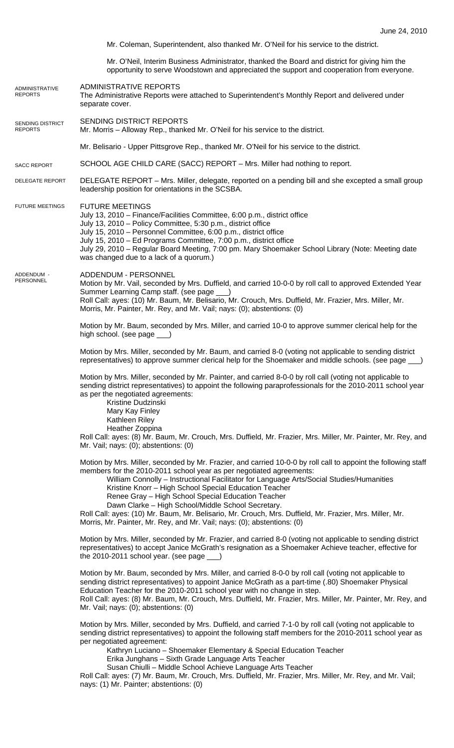Mr. Coleman, Superintendent, also thanked Mr. O'Neil for his service to the district.

Mr. O'Neil, Interim Business Administrator, thanked the Board and district for giving him the opportunity to serve Woodstown and appreciated the support and cooperation from everyone.

ADMINISTRATIVE REPORTS

## ADMINISTRATIVE REPORTS

The Administrative Reports were attached to Superintendent's Monthly Report and delivered under separate cover.

SENDING DISTRICT REPORTS

## SENDING DISTRICT REPORTS

Mr. Morris – Alloway Rep., thanked Mr. O'Neil for his service to the district.

Mr. Belisario - Upper Pittsgrove Rep., thanked Mr. O'Neil for his service to the district.

SACC REPORT

SCHOOL AGE CHILD CARE (SACC) REPORT – Mrs. Miller had nothing to report.

DELEGATE REPORT

DELEGATE REPORT – Mrs. Miller, delegate, reported on a pending bill and she excepted a small group leadership position for orientations in the SCSBA.

FUTURE MEETINGS

## FUTURE MEETINGS

July 13, 2010 – Finance/Facilities Committee, 6:00 p.m., district office
July 13, 2010 – Policy Committee, 5:30 p.m., district office
July 15, 2010 – Personnel Committee, 6:00 p.m., district office
July 15, 2010 – Ed Programs Committee, 7:00 p.m., district office
July 29, 2010 – Regular Board Meeting, 7:00 pm. Mary Shoemaker School Library (Note: Meeting date was changed due to a lack of a quorum.)

ADDENDUM - PERSONNEL

## ADDENDUM - PERSONNEL

Motion by Mr. Vail, seconded by Mrs. Duffield, and carried 10-0-0 by roll call to approved Extended Year Summer Learning Camp staff. (see page ___)
Roll Call: ayes: (10) Mr. Baum, Mr. Belisario, Mr. Crouch, Mrs. Duffield, Mr. Frazier, Mrs. Miller, Mr. Morris, Mr. Painter, Mr. Rey, and Mr. Vail; nays: (0); abstentions: (0)

Motion by Mr. Baum, seconded by Mrs. Miller, and carried 10-0 to approve summer clerical help for the high school. (see page ___)

Motion by Mrs. Miller, seconded by Mr. Baum, and carried 8-0 (voting not applicable to sending district representatives) to approve summer clerical help for the Shoemaker and middle schools. (see page ___)

Motion by Mrs. Miller, seconded by Mr. Painter, and carried 8-0-0 by roll call (voting not applicable to sending district representatives) to appoint the following paraprofessionals for the 2010-2011 school year as per the negotiated agreements:

Kristine Dudzinski
Mary Kay Finley
Kathleen Riley
Heather Zoppina

Roll Call: ayes: (8) Mr. Baum, Mr. Crouch, Mrs. Duffield, Mr. Frazier, Mrs. Miller, Mr. Painter, Mr. Rey, and Mr. Vail; nays: (0); abstentions: (0)

Motion by Mrs. Miller, seconded by Mr. Frazier, and carried 10-0-0 by roll call to appoint the following staff members for the 2010-2011 school year as per negotiated agreements:

William Connolly – Instructional Facilitator for Language Arts/Social Studies/Humanities
Kristine Knorr – High School Special Education Teacher
Renee Gray – High School Special Education Teacher
Dawn Clarke – High School/Middle School Secretary.

Roll Call: ayes: (10) Mr. Baum, Mr. Belisario, Mr. Crouch, Mrs. Duffield, Mr. Frazier, Mrs. Miller, Mr. Morris, Mr. Painter, Mr. Rey, and Mr. Vail; nays: (0); abstentions: (0)

Motion by Mrs. Miller, seconded by Mr. Frazier, and carried 8-0 (voting not applicable to sending district representatives) to accept Janice McGrath's resignation as a Shoemaker Achieve teacher, effective for the 2010-2011 school year. (see page ___)

Motion by Mr. Baum, seconded by Mrs. Miller, and carried 8-0-0 by roll call (voting not applicable to sending district representatives) to appoint Janice McGrath as a part-time (.80) Shoemaker Physical Education Teacher for the 2010-2011 school year with no change in step.
Roll Call: ayes: (8) Mr. Baum, Mr. Crouch, Mrs. Duffield, Mr. Frazier, Mrs. Miller, Mr. Painter, Mr. Rey, and Mr. Vail; nays: (0); abstentions: (0)

Motion by Mrs. Miller, seconded by Mrs. Duffield, and carried 7-1-0 by roll call (voting not applicable to sending district representatives) to appoint the following staff members for the 2010-2011 school year as per negotiated agreement:

Kathryn Luciano – Shoemaker Elementary & Special Education Teacher
Erika Junghans – Sixth Grade Language Arts Teacher
Susan Chiulli – Middle School Achieve Language Arts Teacher

Roll Call: ayes: (7) Mr. Baum, Mr. Crouch, Mrs. Duffield, Mr. Frazier, Mrs. Miller, Mr. Rey, and Mr. Vail; nays: (1) Mr. Painter; abstentions: (0)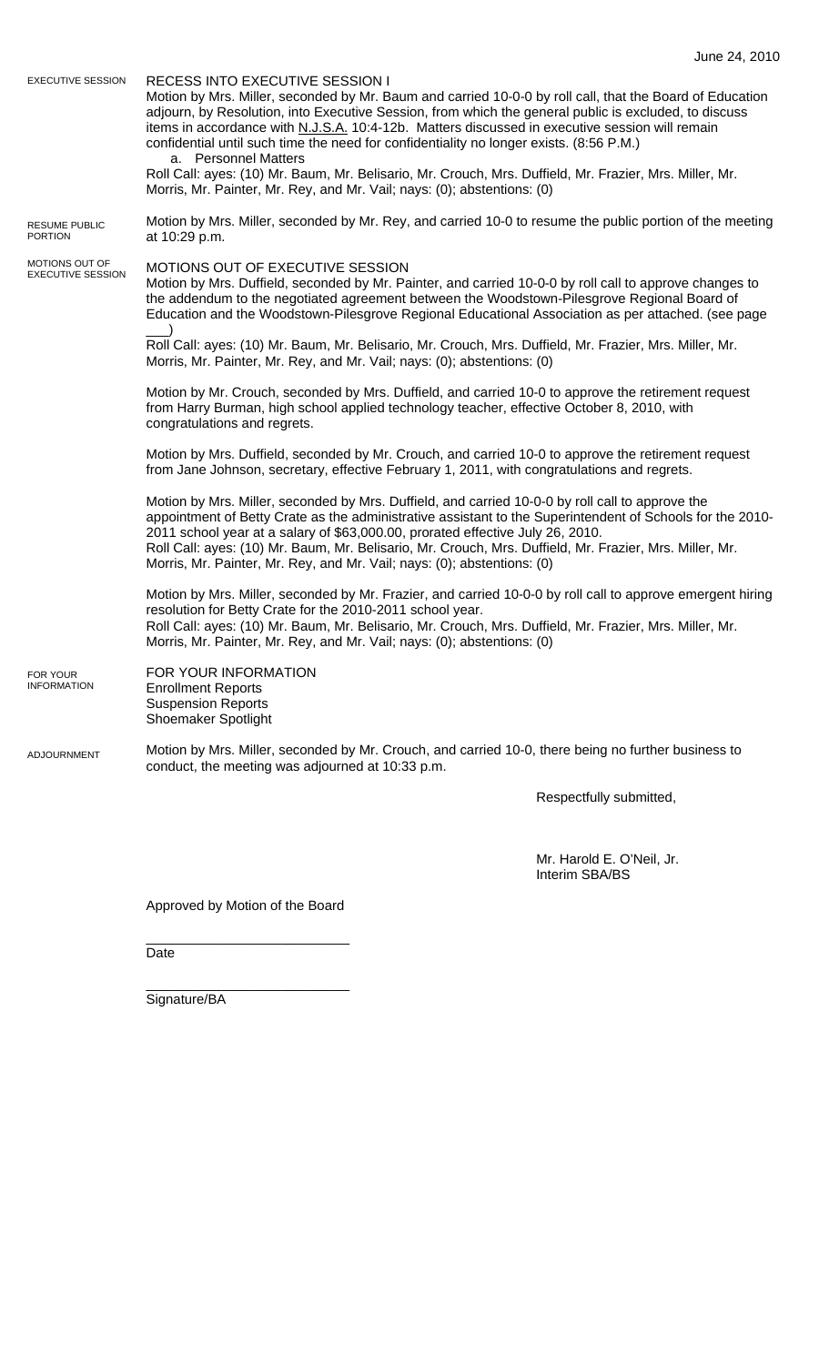June 24, 2010

**EXECUTIVE SESSION**

RECESS INTO EXECUTIVE SESSION I

Motion by Mrs. Miller, seconded by Mr. Baum and carried 10-0-0 by roll call, that the Board of Education adjourn, by Resolution, into Executive Session, from which the general public is excluded, to discuss items in accordance with N.J.S.A. 10:4-12b. Matters discussed in executive session will remain confidential until such time the need for confidentiality no longer exists. (8:56 P.M.)

a. Personnel Matters

Roll Call: ayes: (10) Mr. Baum, Mr. Belisario, Mr. Crouch, Mrs. Duffield, Mr. Frazier, Mrs. Miller, Mr. Morris, Mr. Painter, Mr. Rey, and Mr. Vail; nays: (0); abstentions: (0)

**RESUME PUBLIC PORTION**

Motion by Mrs. Miller, seconded by Mr. Rey, and carried 10-0 to resume the public portion of the meeting at 10:29 p.m.

**MOTIONS OUT OF EXECUTIVE SESSION**

MOTIONS OUT OF EXECUTIVE SESSION

Motion by Mrs. Duffield, seconded by Mr. Painter, and carried 10-0-0 by roll call to approve changes to the addendum to the negotiated agreement between the Woodstown-Pilesgrove Regional Board of Education and the Woodstown-Pilesgrove Regional Educational Association as per attached. (see page ___)

Roll Call: ayes: (10) Mr. Baum, Mr. Belisario, Mr. Crouch, Mrs. Duffield, Mr. Frazier, Mrs. Miller, Mr. Morris, Mr. Painter, Mr. Rey, and Mr. Vail; nays: (0); abstentions: (0)

Motion by Mr. Crouch, seconded by Mrs. Duffield, and carried 10-0 to approve the retirement request from Harry Burman, high school applied technology teacher, effective October 8, 2010, with congratulations and regrets.

Motion by Mrs. Duffield, seconded by Mr. Crouch, and carried 10-0 to approve the retirement request from Jane Johnson, secretary, effective February 1, 2011, with congratulations and regrets.

Motion by Mrs. Miller, seconded by Mrs. Duffield, and carried 10-0-0 by roll call to approve the appointment of Betty Crate as the administrative assistant to the Superintendent of Schools for the 2010-2011 school year at a salary of $63,000.00, prorated effective July 26, 2010.

Roll Call: ayes: (10) Mr. Baum, Mr. Belisario, Mr. Crouch, Mrs. Duffield, Mr. Frazier, Mrs. Miller, Mr. Morris, Mr. Painter, Mr. Rey, and Mr. Vail; nays: (0); abstentions: (0)

Motion by Mrs. Miller, seconded by Mr. Frazier, and carried 10-0-0 by roll call to approve emergent hiring resolution for Betty Crate for the 2010-2011 school year.

Roll Call: ayes: (10) Mr. Baum, Mr. Belisario, Mr. Crouch, Mrs. Duffield, Mr. Frazier, Mrs. Miller, Mr. Morris, Mr. Painter, Mr. Rey, and Mr. Vail; nays: (0); abstentions: (0)

**FOR YOUR INFORMATION**

FOR YOUR INFORMATION

Enrollment Reports
Suspension Reports
Shoemaker Spotlight

**ADJOURNMENT**

Motion by Mrs. Miller, seconded by Mr. Crouch, and carried 10-0, there being no further business to conduct, the meeting was adjourned at 10:33 p.m.

Respectfully submitted,

Mr. Harold E. O'Neil, Jr.
Interim SBA/BS

Approved by Motion of the Board

___________________________
Date

___________________________
Signature/BA